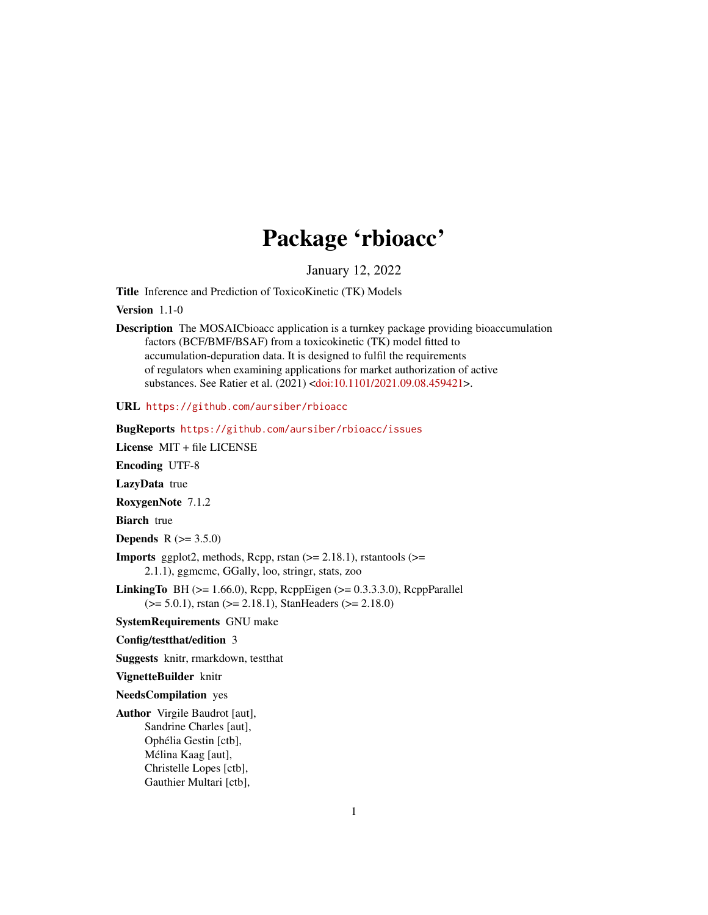# Package 'rbioacc'

January 12, 2022

**Title** Inference and Prediction of ToxicoKinetic (TK) Models

**Version** 1.1-0

**Description** The MOSAICbioacc application is a turnkey package providing bioaccumulation factors (BCF/BMF/BSAF) from a toxicokinetic (TK) model fitted to accumulation-depuration data. It is designed to fulfil the requirements of regulators when examining applications for market authorization of active substances. See Ratier et al. (2021) <doi:10.1101/2021.09.08.459421>.

**URL** https://github.com/aursiber/rbioacc

**BugReports** https://github.com/aursiber/rbioacc/issues

**License** MIT + file LICENSE

**Encoding** UTF-8

**LazyData** true

**RoxygenNote** 7.1.2

**Biarch** true

**Depends** R (>= 3.5.0)

**Imports** ggplot2, methods, Rcpp, rstan (>= 2.18.1), rstantools (>= 2.1.1), ggmcmc, GGally, loo, stringr, stats, zoo

**LinkingTo** BH (>= 1.66.0), Rcpp, RcppEigen (>= 0.3.3.3.0), RcppParallel (>= 5.0.1), rstan (>= 2.18.1), StanHeaders (>= 2.18.0)

**SystemRequirements** GNU make

**Config/testthat/edition** 3

**Suggests** knitr, rmarkdown, testthat

**VignetteBuilder** knitr

**NeedsCompilation** yes

**Author** Virgile Baudrot [aut],
Sandrine Charles [aut],
Ophélia Gestin [ctb],
Mélina Kaag [aut],
Christelle Lopes [ctb],
Gauthier Multari [ctb],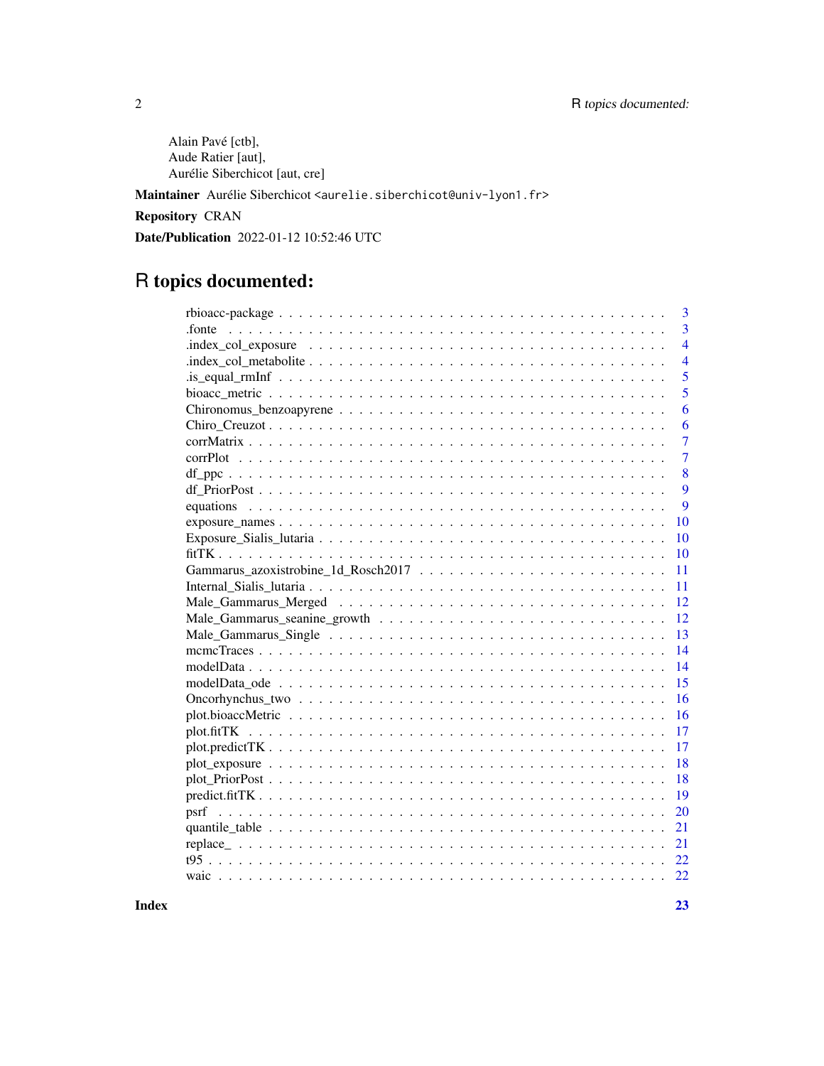Alain Pavé [ctb],
Aude Ratier [aut],
Aurélie Siberchicot [aut, cre]

**Maintainer** Aurélie Siberchicot <aurelie.siberchicot@univ-lyon1.fr>

**Repository** CRAN

**Date/Publication** 2022-01-12 10:52:46 UTC

# R topics documented:

| Topic | Page |
|---|---|
| rbioacc-package | 3 |
| .fonte | 3 |
| .index_col_exposure | 4 |
| .index_col_metabolite | 4 |
| .is_equal_rmInf | 5 |
| bioacc_metric | 5 |
| Chironomus_benzoapyrene | 6 |
| Chiro_Creuzot | 6 |
| corrMatrix | 7 |
| corrPlot | 7 |
| df_ppc | 8 |
| df_PriorPost | 9 |
| equations | 9 |
| exposure_names | 10 |
| Exposure_Sialis_lutaria | 10 |
| fitTK | 10 |
| Gammarus_azoxistrobine_1d_Rosch2017 | 11 |
| Internal_Sialis_lutaria | 11 |
| Male_Gammarus_Merged | 12 |
| Male_Gammarus_seanine_growth | 12 |
| Male_Gammarus_Single | 13 |
| mcmcTraces | 14 |
| modelData | 14 |
| modelData_ode | 15 |
| Oncorhynchus_two | 16 |
| plot.bioaccMetric | 16 |
| plot.fitTK | 17 |
| plot.predictTK | 17 |
| plot_exposure | 18 |
| plot_PriorPost | 18 |
| predict.fitTK | 19 |
| psrf | 20 |
| quantile_table | 21 |
| replace_ | 21 |
| t95 | 22 |
| waic | 22 |
| **Index** | **23** |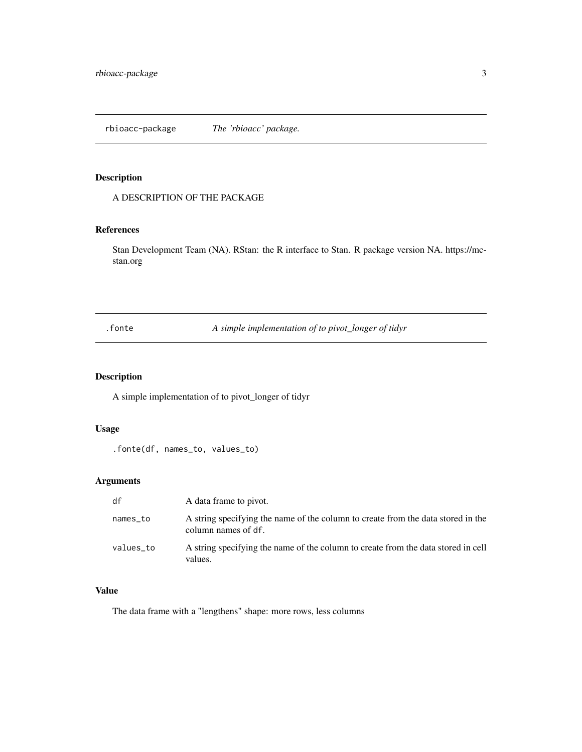## rbioacc-package *The 'rbioacc' package.*

### Description

A DESCRIPTION OF THE PACKAGE

### References

Stan Development Team (NA). RStan: the R interface to Stan. R package version NA. https://mc-stan.org

## .fonte *A simple implementation of to pivot_longer of tidyr*

### Description

A simple implementation of to pivot_longer of tidyr

### Usage

```
.fonte(df, names_to, values_to)
```

### Arguments

| | |
|---|---|
| `df` | A data frame to pivot. |
| `names_to` | A string specifying the name of the column to create from the data stored in the column names of `df`. |
| `values_to` | A string specifying the name of the column to create from the data stored in cell values. |

### Value

The data frame with a "lengthens" shape: more rows, less columns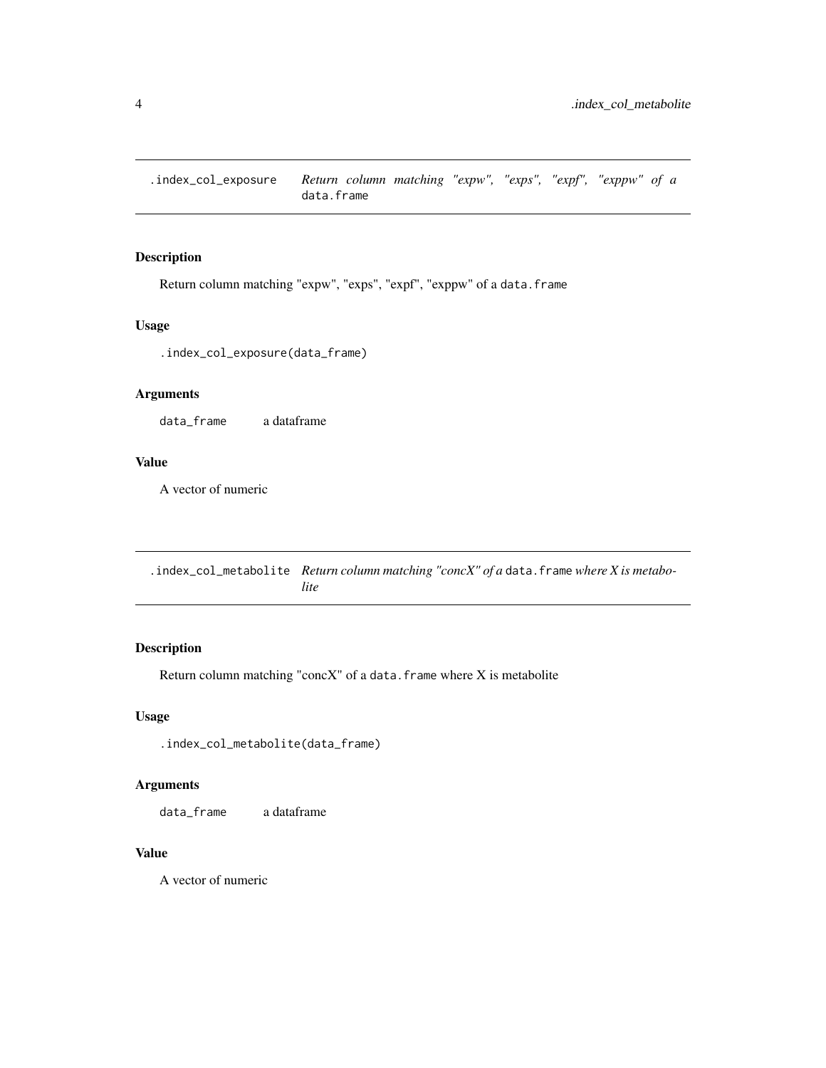## .index_col_exposure *Return column matching "expw", "exps", "expf", "exppw" of a* `data.frame`

### Description

Return column matching "expw", "exps", "expf", "exppw" of a `data.frame`

### Usage

```
.index_col_exposure(data_frame)
```

### Arguments

| | |
|---|---|
| `data_frame` | a dataframe |

### Value

A vector of numeric

## .index_col_metabolite *Return column matching "concX" of a* `data.frame` *where X is metabolite*

### Description

Return column matching "concX" of a `data.frame` where X is metabolite

### Usage

```
.index_col_metabolite(data_frame)
```

### Arguments

| | |
|---|---|
| `data_frame` | a dataframe |

### Value

A vector of numeric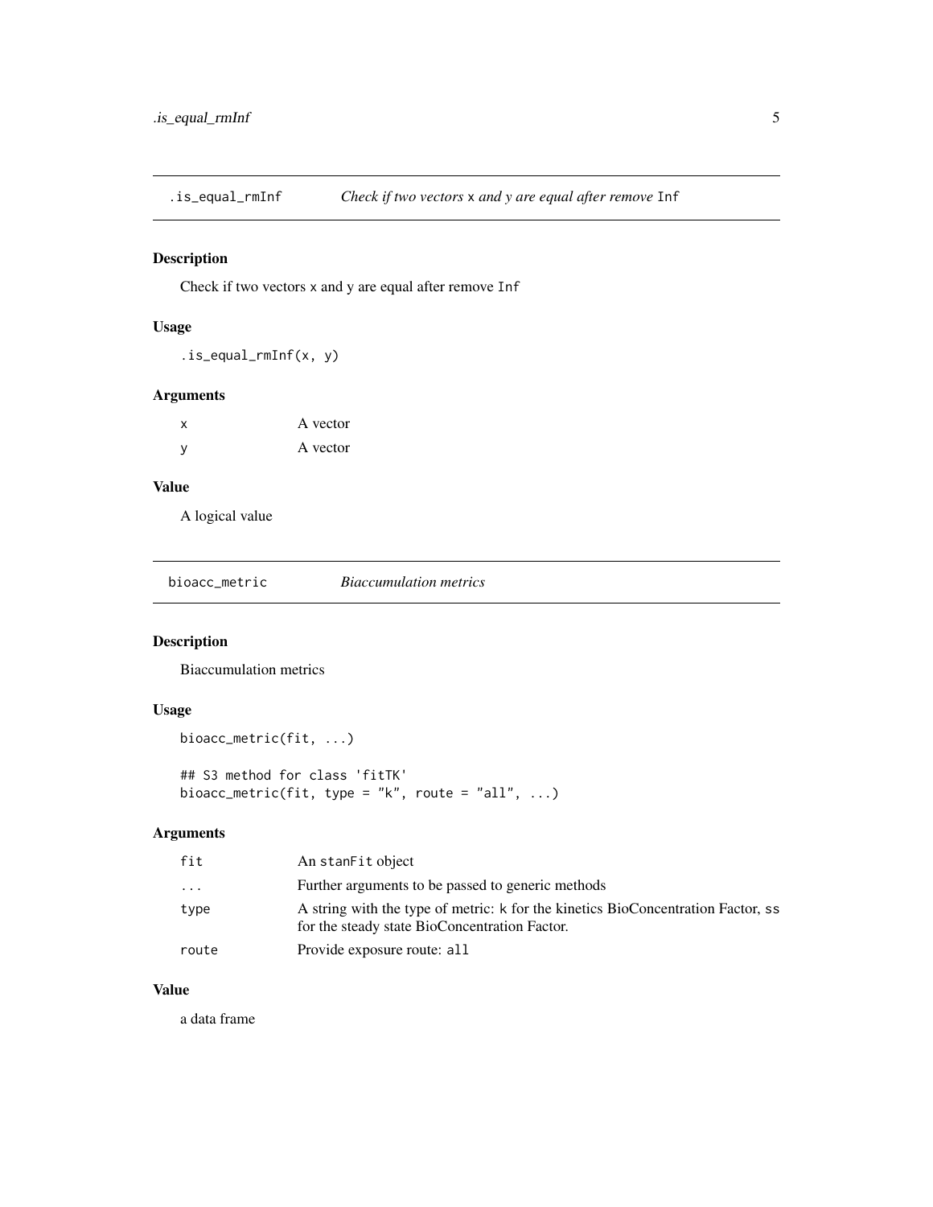## .is_equal_rmInf — *Check if two vectors* x *and y are equal after remove* Inf

### Description

Check if two vectors x and y are equal after remove Inf

### Usage

```
.is_equal_rmInf(x, y)
```

### Arguments

| | |
|---|---|
| x | A vector |
| y | A vector |

### Value

A logical value

## bioacc_metric — *Biaccumulation metrics*

### Description

Biaccumulation metrics

### Usage

```
bioacc_metric(fit, ...)

## S3 method for class 'fitTK'
bioacc_metric(fit, type = "k", route = "all", ...)
```

### Arguments

| | |
|---|---|
| fit | An stanFit object |
| ... | Further arguments to be passed to generic methods |
| type | A string with the type of metric: k for the kinetics BioConcentration Factor, ss for the steady state BioConcentration Factor. |
| route | Provide exposure route: all |

### Value

a data frame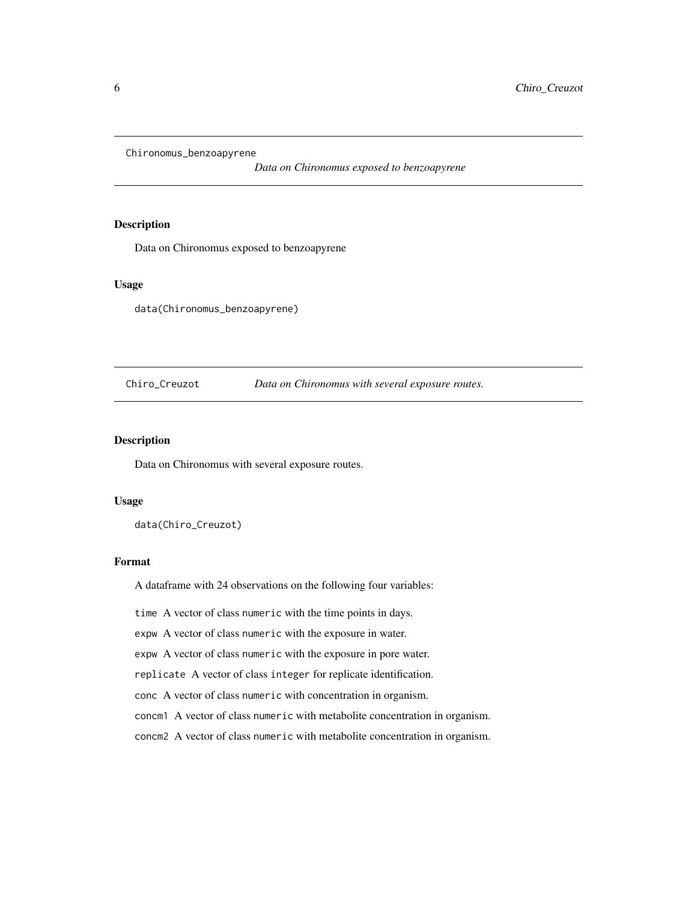## Chironomus_benzoapyrene

*Data on Chironomus exposed to benzoapyrene*

### Description

Data on Chironomus exposed to benzoapyrene

### Usage

```
data(Chironomus_benzoapyrene)
```

## Chiro_Creuzot

*Data on Chironomus with several exposure routes.*

### Description

Data on Chironomus with several exposure routes.

### Usage

```
data(Chiro_Creuzot)
```

### Format

A dataframe with 24 observations on the following four variables:

`time` A vector of class `numeric` with the time points in days.

`expw` A vector of class `numeric` with the exposure in water.

`expw` A vector of class `numeric` with the exposure in pore water.

`replicate` A vector of class `integer` for replicate identification.

`conc` A vector of class `numeric` with concentration in organism.

`concm1` A vector of class `numeric` with metabolite concentration in organism.

`concm2` A vector of class `numeric` with metabolite concentration in organism.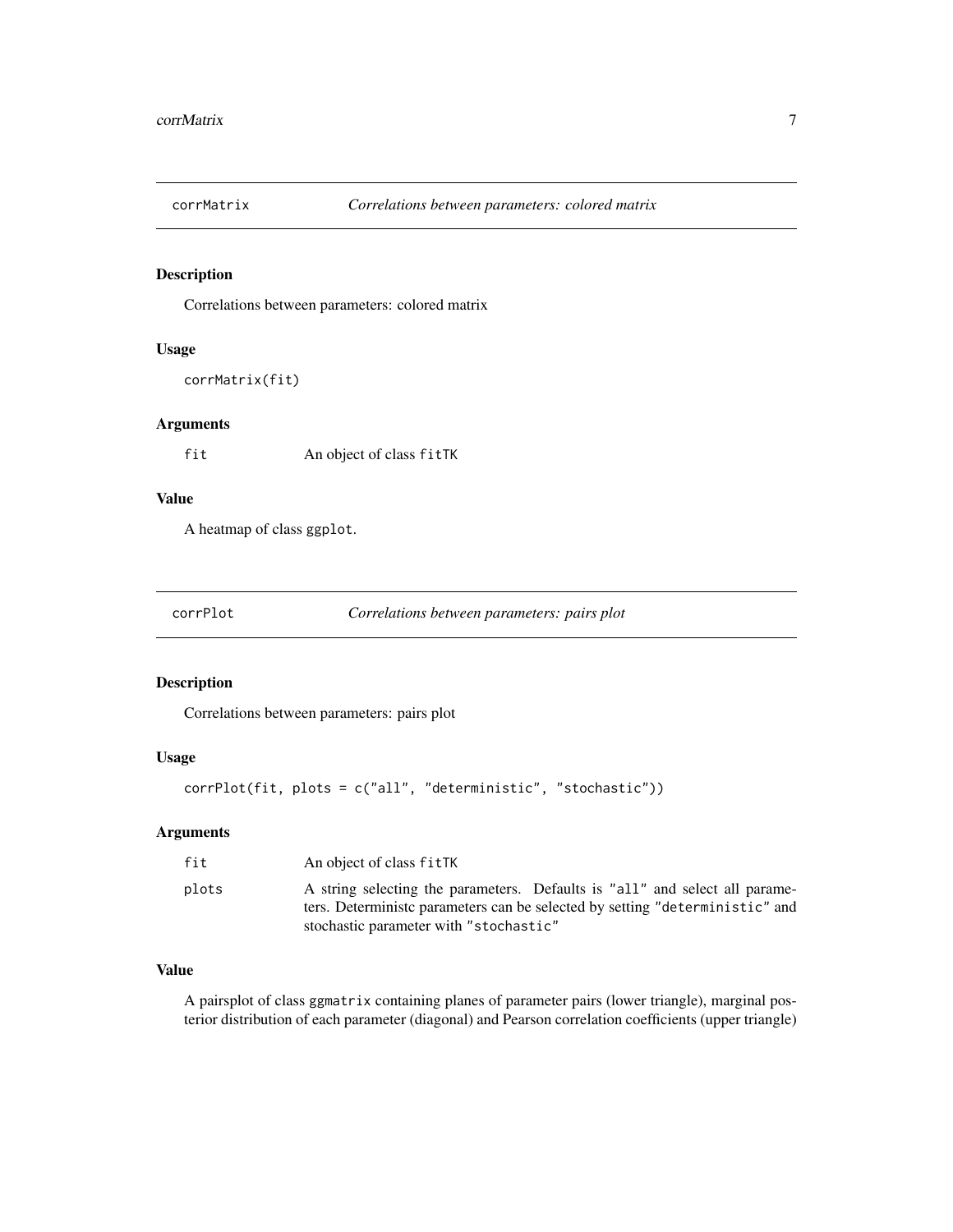## corrMatrix *Correlations between parameters: colored matrix*

### Description

Correlations between parameters: colored matrix

### Usage

```
corrMatrix(fit)
```

### Arguments

| | |
|---|---|
| fit | An object of class fitTK |

### Value

A heatmap of class ggplot.

## corrPlot *Correlations between parameters: pairs plot*

### Description

Correlations between parameters: pairs plot

### Usage

```
corrPlot(fit, plots = c("all", "deterministic", "stochastic"))
```

### Arguments

| | |
|---|---|
| fit | An object of class fitTK |
| plots | A string selecting the parameters. Defaults is "all" and select all parameters. Deterministc parameters can be selected by setting "deterministic" and stochastic parameter with "stochastic" |

### Value

A pairsplot of class ggmatrix containing planes of parameter pairs (lower triangle), marginal posterior distribution of each parameter (diagonal) and Pearson correlation coefficients (upper triangle)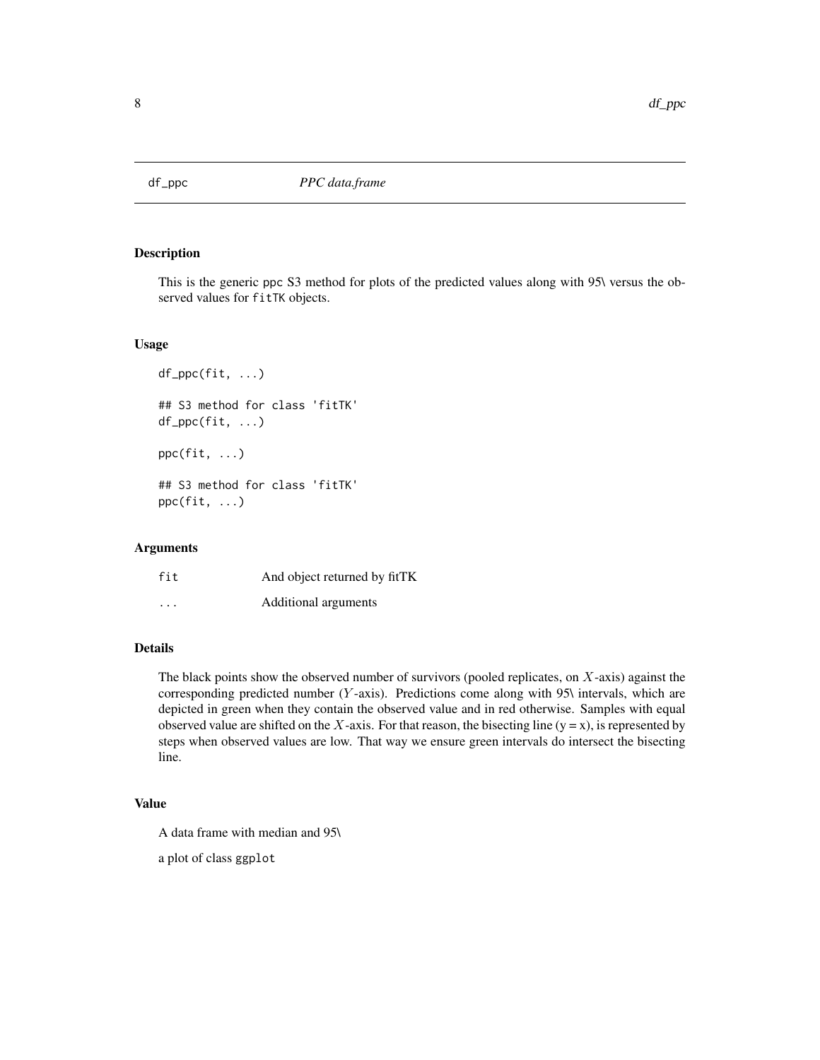## df_ppc — *PPC data.frame*

### Description

This is the generic ppc S3 method for plots of the predicted values along with 95\ versus the observed values for `fitTK` objects.

### Usage

```
df_ppc(fit, ...)

## S3 method for class 'fitTK'
df_ppc(fit, ...)

ppc(fit, ...)

## S3 method for class 'fitTK'
ppc(fit, ...)
```

### Arguments

| | |
|---|---|
| `fit` | And object returned by fitTK |
| `...` | Additional arguments |

### Details

The black points show the observed number of survivors (pooled replicates, on $X$-axis) against the corresponding predicted number ($Y$-axis). Predictions come along with 95\ intervals, which are depicted in green when they contain the observed value and in red otherwise. Samples with equal observed value are shifted on the $X$-axis. For that reason, the bisecting line (y = x), is represented by steps when observed values are low. That way we ensure green intervals do intersect the bisecting line.

### Value

A data frame with median and 95\

a plot of class `ggplot`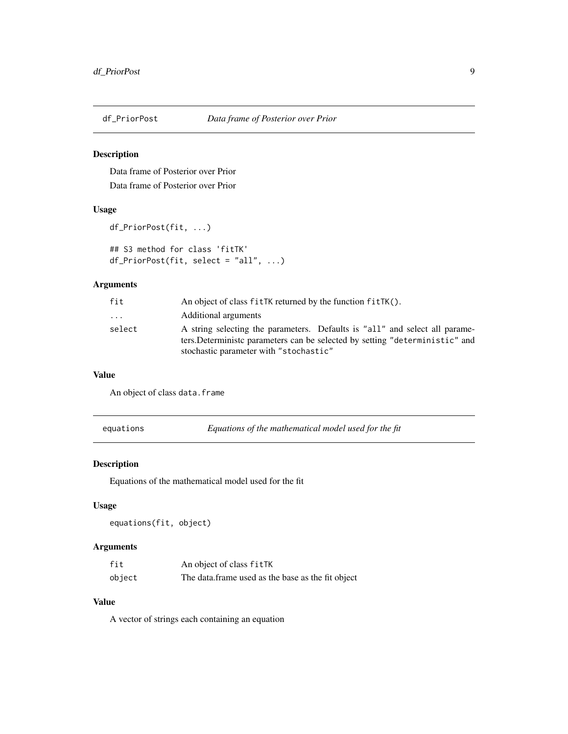## df_PriorPost *Data frame of Posterior over Prior*

### Description

Data frame of Posterior over Prior

Data frame of Posterior over Prior

### Usage

```
df_PriorPost(fit, ...)

## S3 method for class 'fitTK'
df_PriorPost(fit, select = "all", ...)
```

### Arguments

| | |
|---|---|
| `fit` | An object of class `fitTK` returned by the function `fitTK()`. |
| `...` | Additional arguments |
| `select` | A string selecting the parameters. Defaults is `"all"` and select all parameters.Deterministc parameters can be selected by setting `"deterministic"` and stochastic parameter with `"stochastic"` |

### Value

An object of class `data.frame`

## equations *Equations of the mathematical model used for the fit*

### Description

Equations of the mathematical model used for the fit

### Usage

```
equations(fit, object)
```

### Arguments

| | |
|---|---|
| `fit` | An object of class `fitTK` |
| `object` | The data.frame used as the base as the fit object |

### Value

A vector of strings each containing an equation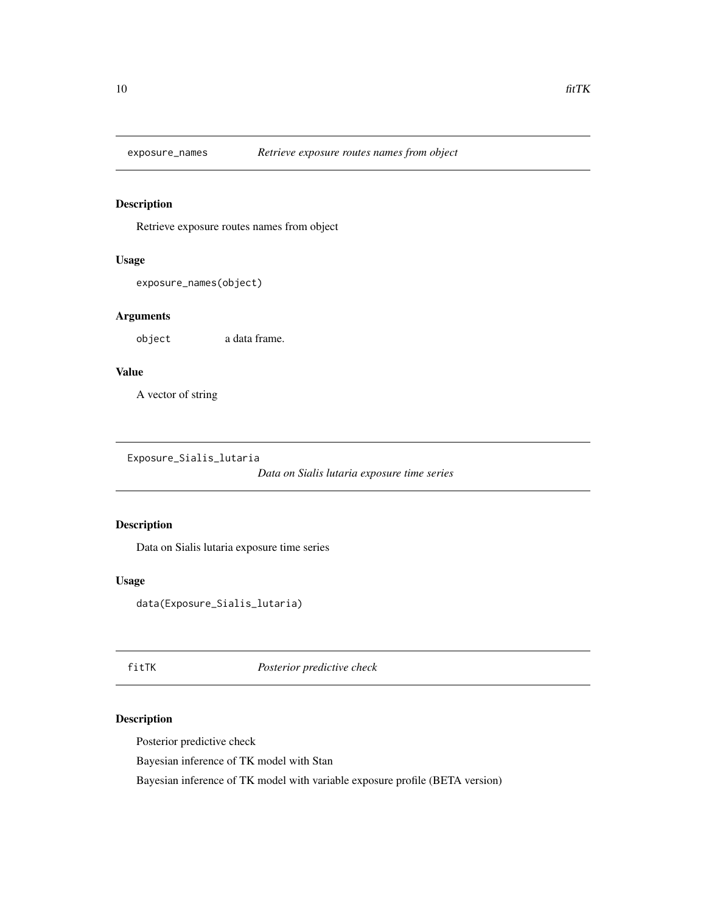## exposure_names — *Retrieve exposure routes names from object*

### Description

Retrieve exposure routes names from object

### Usage

```
exposure_names(object)
```

### Arguments

| | |
|---|---|
| object | a data frame. |

### Value

A vector of string

## Exposure_Sialis_lutaria — *Data on Sialis lutaria exposure time series*

### Description

Data on Sialis lutaria exposure time series

### Usage

```
data(Exposure_Sialis_lutaria)
```

## fitTK — *Posterior predictive check*

### Description

Posterior predictive check

Bayesian inference of TK model with Stan

Bayesian inference of TK model with variable exposure profile (BETA version)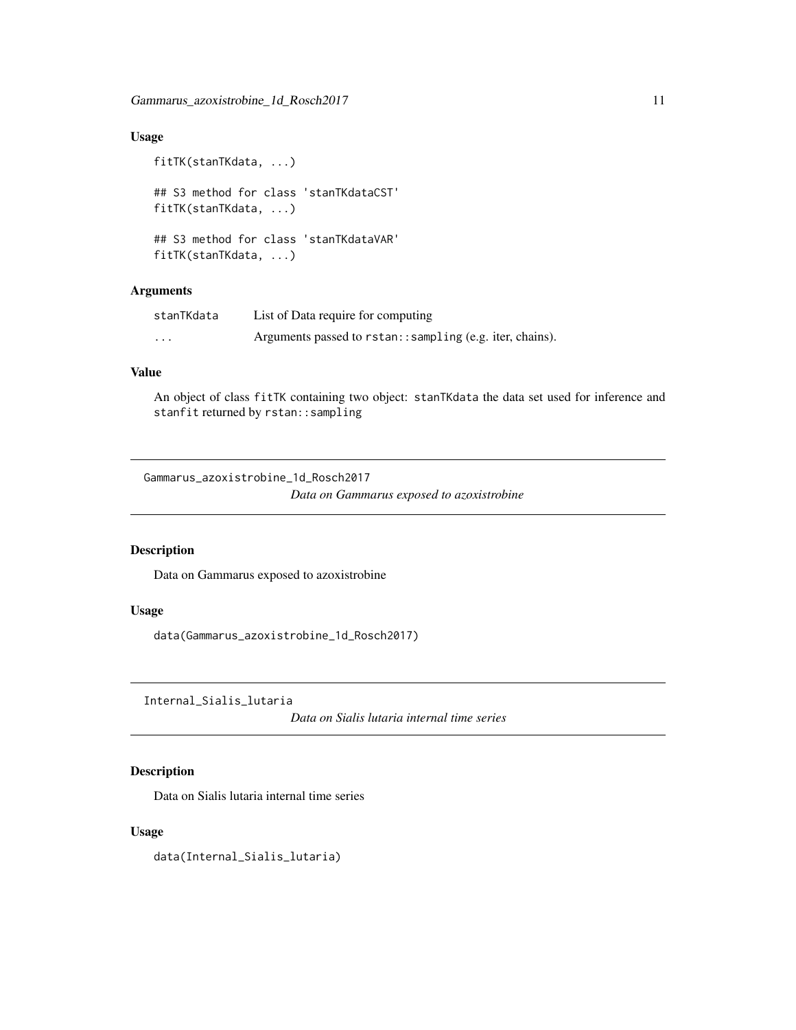### Usage

```
fitTK(stanTKdata, ...)

## S3 method for class 'stanTKdataCST'
fitTK(stanTKdata, ...)

## S3 method for class 'stanTKdataVAR'
fitTK(stanTKdata, ...)
```

### Arguments

| | |
|---|---|
| stanTKdata | List of Data require for computing |
| ... | Arguments passed to rstan::sampling (e.g. iter, chains). |

### Value

An object of class fitTK containing two object: stanTKdata the data set used for inference and stanfit returned by rstan::sampling

---

## Gammarus_azoxistrobine_1d_Rosch2017 *Data on Gammarus exposed to azoxistrobine*

### Description

Data on Gammarus exposed to azoxistrobine

### Usage

```
data(Gammarus_azoxistrobine_1d_Rosch2017)
```

---

## Internal_Sialis_lutaria *Data on Sialis lutaria internal time series*

### Description

Data on Sialis lutaria internal time series

### Usage

```
data(Internal_Sialis_lutaria)
```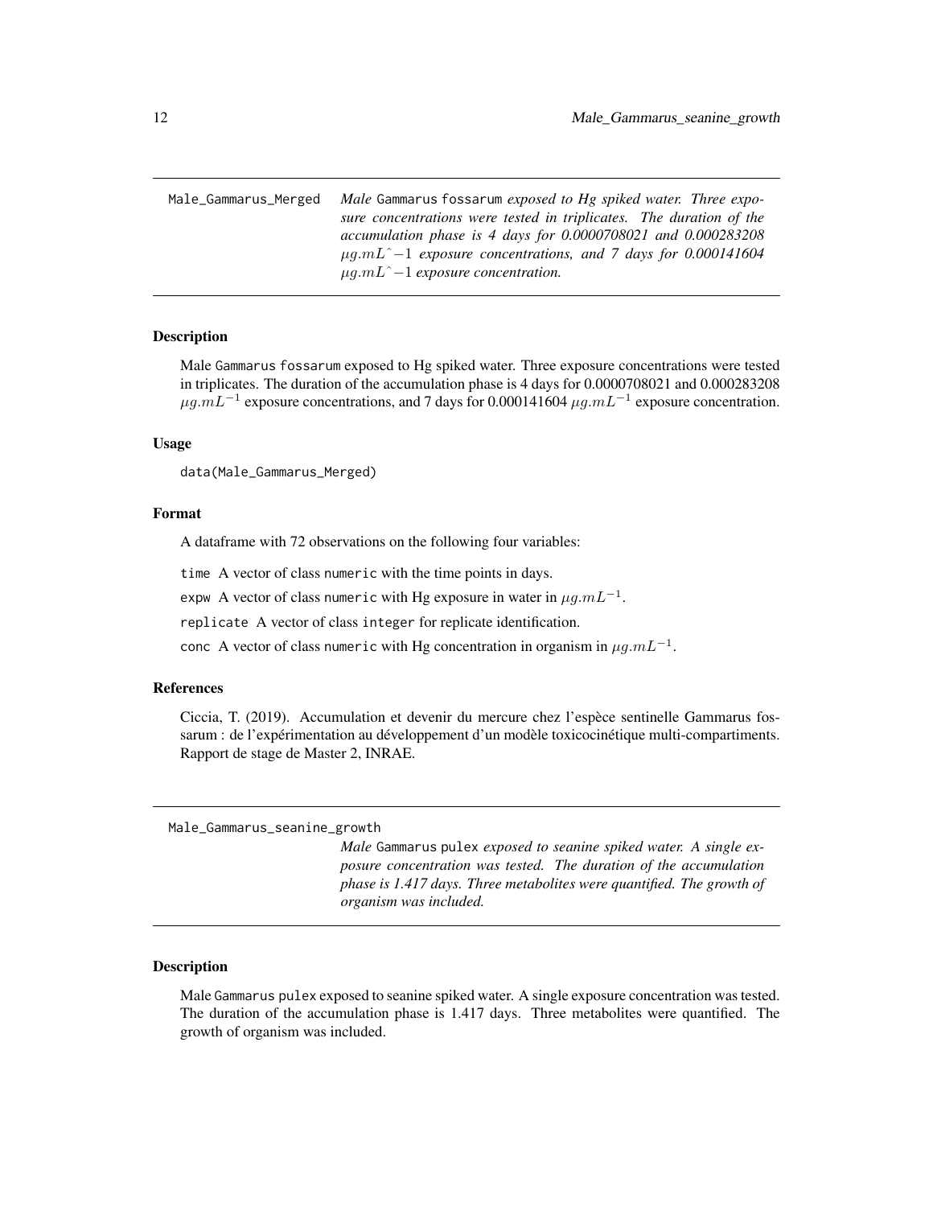## Male_Gammarus_Merged

*Male* Gammarus fossarum *exposed to Hg spiked water. Three exposure concentrations were tested in triplicates. The duration of the accumulation phase is 4 days for 0.0000708021 and 0.000283208 $\mu g.mL\hat{}-1$ exposure concentrations, and 7 days for 0.000141604 $\mu g.mL\hat{}-1$ exposure concentration.*

### Description

Male Gammarus fossarum exposed to Hg spiked water. Three exposure concentrations were tested in triplicates. The duration of the accumulation phase is 4 days for 0.0000708021 and 0.000283208 $\mu g.mL^{-1}$ exposure concentrations, and 7 days for 0.000141604 $\mu g.mL^{-1}$ exposure concentration.

### Usage

```
data(Male_Gammarus_Merged)
```

### Format

A dataframe with 72 observations on the following four variables:

`time` A vector of class `numeric` with the time points in days.

`expw` A vector of class `numeric` with Hg exposure in water in $\mu g.mL^{-1}$.

`replicate` A vector of class `integer` for replicate identification.

`conc` A vector of class `numeric` with Hg concentration in organism in $\mu g.mL^{-1}$.

### References

Ciccia, T. (2019). Accumulation et devenir du mercure chez l'espèce sentinelle Gammarus fossarum : de l'expérimentation au développement d'un modèle toxicocinétique multi-compartiments. Rapport de stage de Master 2, INRAE.

## Male_Gammarus_seanine_growth

*Male* Gammarus pulex *exposed to seanine spiked water. A single exposure concentration was tested. The duration of the accumulation phase is 1.417 days. Three metabolites were quantified. The growth of organism was included.*

### Description

Male Gammarus pulex exposed to seanine spiked water. A single exposure concentration was tested. The duration of the accumulation phase is 1.417 days. Three metabolites were quantified. The growth of organism was included.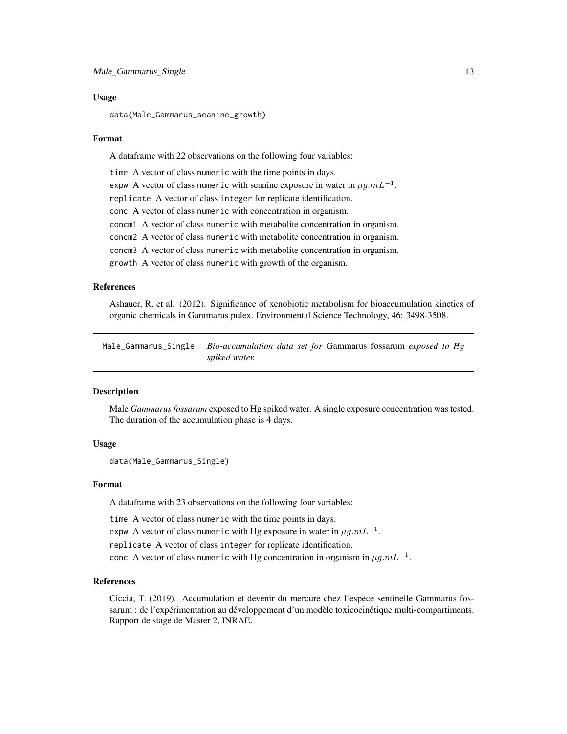### Usage

```
data(Male_Gammarus_seanine_growth)
```

### Format

A dataframe with 22 observations on the following four variables:

`time` A vector of class `numeric` with the time points in days.

`expw` A vector of class `numeric` with seanine exposure in water in $\mu g.mL^{-1}$.

`replicate` A vector of class `integer` for replicate identification.

`conc` A vector of class `numeric` with concentration in organism.

`concm1` A vector of class `numeric` with metabolite concentration in organism.

`concm2` A vector of class `numeric` with metabolite concentration in organism.

`concm3` A vector of class `numeric` with metabolite concentration in organism.

`growth` A vector of class `numeric` with growth of the organism.

### References

Ashauer, R. et al. (2012). Significance of xenobiotic metabolism for bioaccumulation kinetics of organic chemicals in Gammarus pulex. Environmental Science Technology, 46: 3498-3508.

---

## Male_Gammarus_Single — *Bio-accumulation data set for* Gammarus fossarum *exposed to Hg spiked water.*

### Description

Male *Gammarus fossarum* exposed to Hg spiked water. A single exposure concentration was tested. The duration of the accumulation phase is 4 days.

### Usage

```
data(Male_Gammarus_Single)
```

### Format

A dataframe with 23 observations on the following four variables:

`time` A vector of class `numeric` with the time points in days.

`expw` A vector of class `numeric` with Hg exposure in water in $\mu g.mL^{-1}$.

`replicate` A vector of class `integer` for replicate identification.

`conc` A vector of class `numeric` with Hg concentration in organism in $\mu g.mL^{-1}$.

### References

Ciccia, T. (2019). Accumulation et devenir du mercure chez l'espèce sentinelle Gammarus fossarum : de l'expérimentation au développement d'un modèle toxicocinétique multi-compartiments. Rapport de stage de Master 2, INRAE.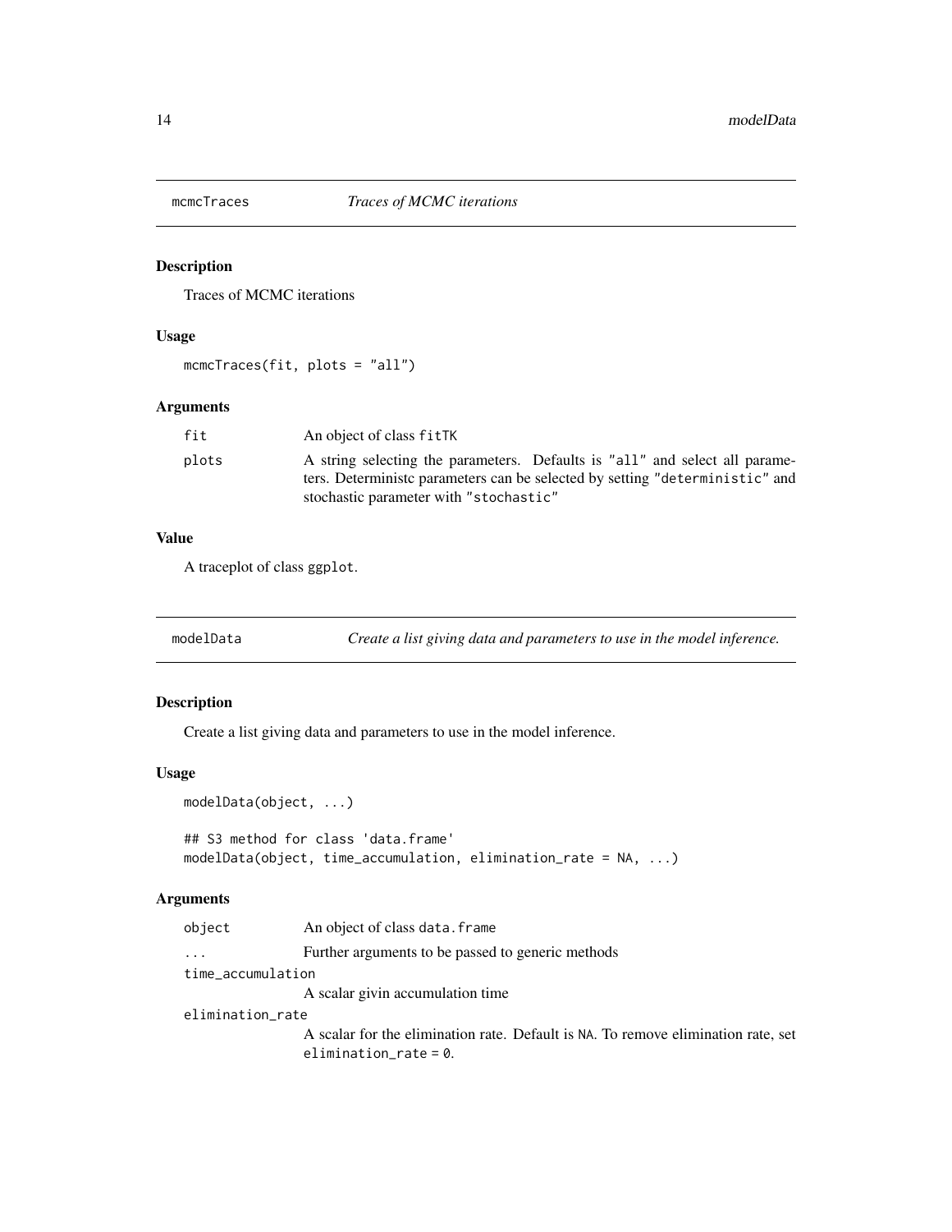## mcmcTraces *Traces of MCMC iterations*

### Description

Traces of MCMC iterations

### Usage

```
mcmcTraces(fit, plots = "all")
```

### Arguments

| | |
|---|---|
| fit | An object of class fitTK |
| plots | A string selecting the parameters. Defaults is "all" and select all parameters. Deterministc parameters can be selected by setting "deterministic" and stochastic parameter with "stochastic" |

### Value

A traceplot of class ggplot.

## modelData *Create a list giving data and parameters to use in the model inference.*

### Description

Create a list giving data and parameters to use in the model inference.

### Usage

```
modelData(object, ...)

## S3 method for class 'data.frame'
modelData(object, time_accumulation, elimination_rate = NA, ...)
```

### Arguments

| | |
|---|---|
| object | An object of class data.frame |
| ... | Further arguments to be passed to generic methods |
| time_accumulation | A scalar givin accumulation time |
| elimination_rate | A scalar for the elimination rate. Default is NA. To remove elimination rate, set elimination_rate = 0. |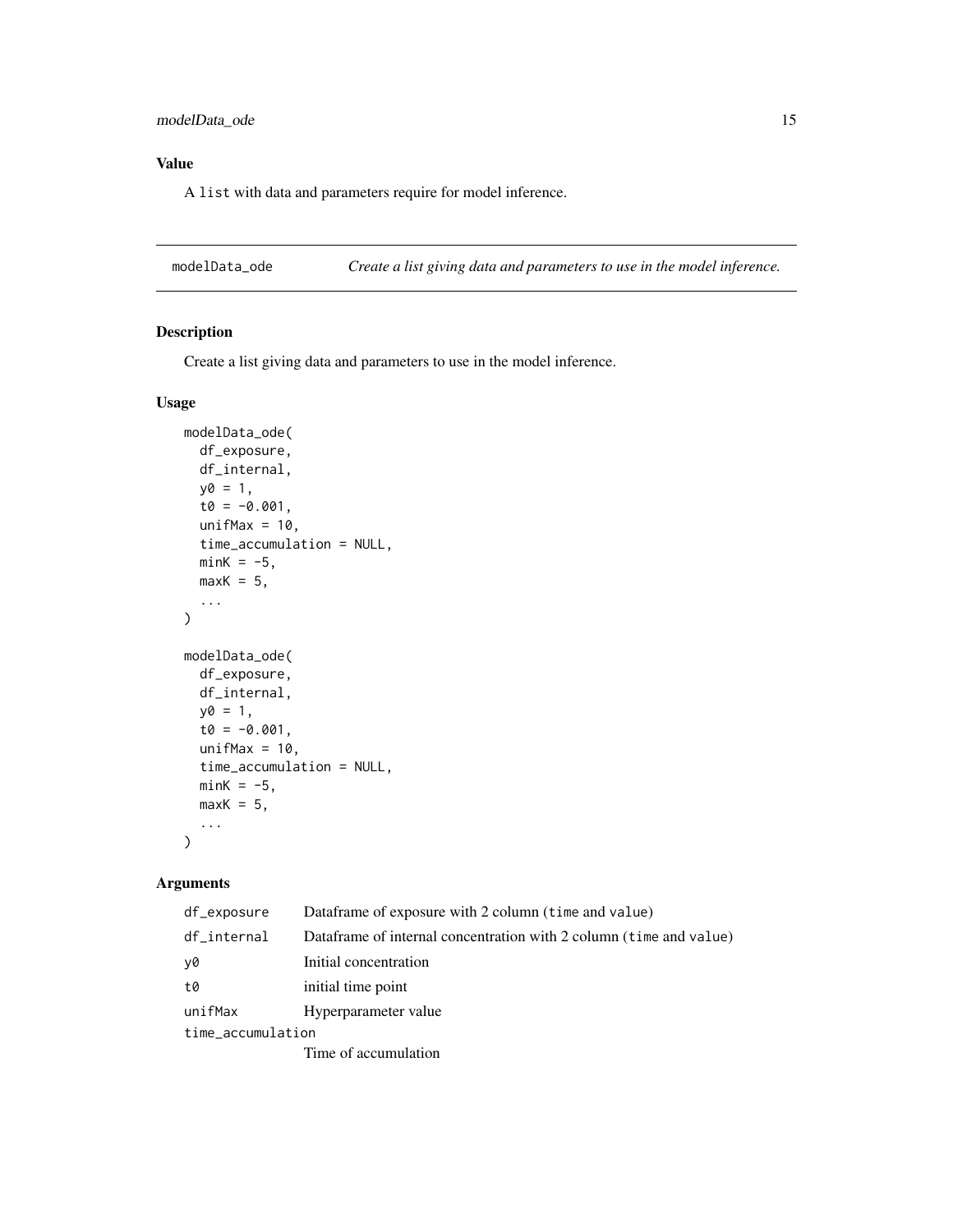## Value

A `list` with data and parameters require for model inference.

---

`modelData_ode` *Create a list giving data and parameters to use in the model inference.*

---

## Description

Create a list giving data and parameters to use in the model inference.

## Usage

```
modelData_ode(
  df_exposure,
  df_internal,
  y0 = 1,
  t0 = -0.001,
  unifMax = 10,
  time_accumulation = NULL,
  minK = -5,
  maxK = 5,
  ...
)

modelData_ode(
  df_exposure,
  df_internal,
  y0 = 1,
  t0 = -0.001,
  unifMax = 10,
  time_accumulation = NULL,
  minK = -5,
  maxK = 5,
  ...
)
```

## Arguments

| | |
|---|---|
| `df_exposure` | Dataframe of exposure with 2 column (`time` and `value`) |
| `df_internal` | Dataframe of internal concentration with 2 column (`time` and `value`) |
| `y0` | Initial concentration |
| `t0` | initial time point |
| `unifMax` | Hyperparameter value |
| `time_accumulation` | Time of accumulation |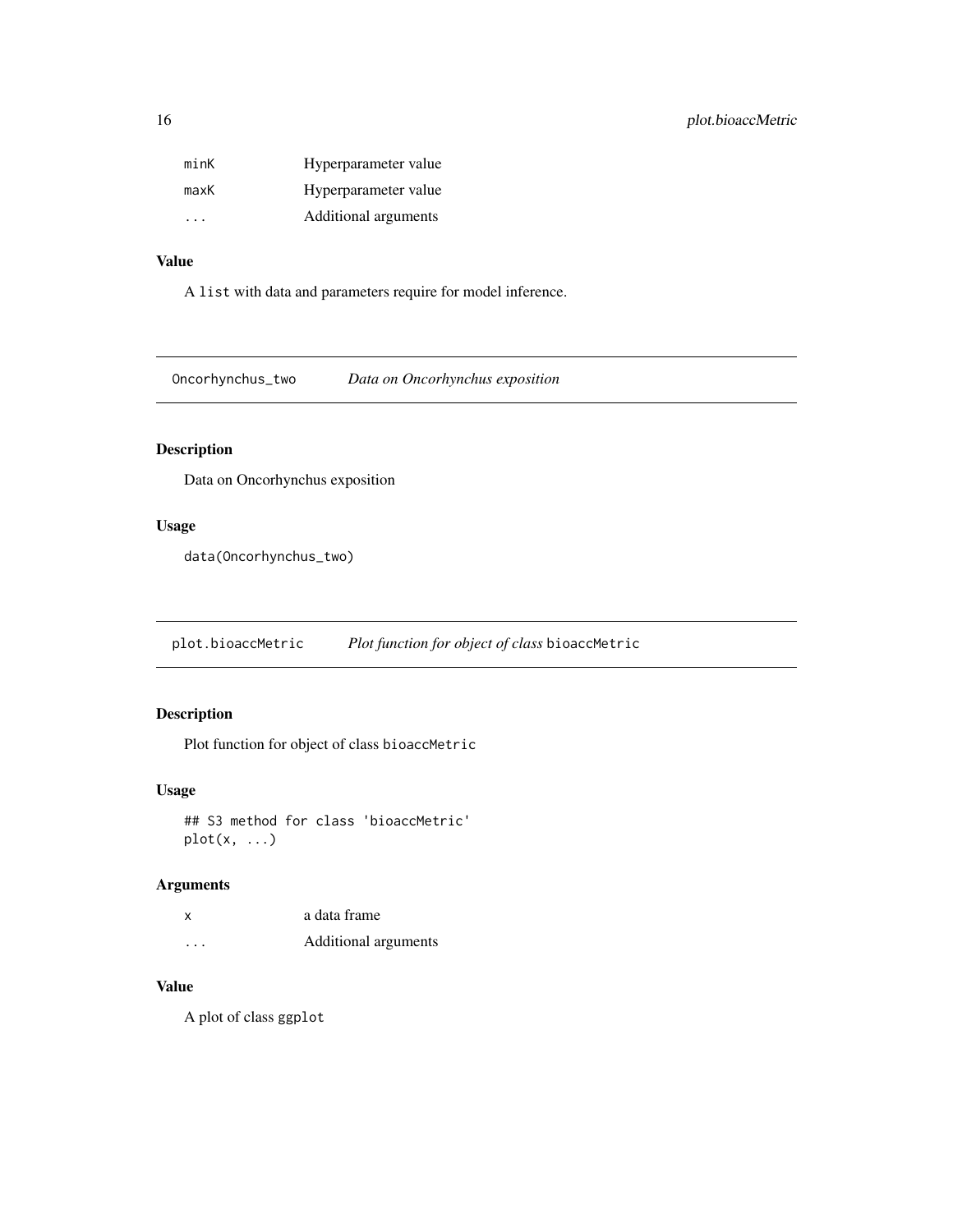| | |
|---|---|
| minK | Hyperparameter value |
| maxK | Hyperparameter value |
| ... | Additional arguments |

### Value

A `list` with data and parameters require for model inference.

---

## Oncorhynchus_two    *Data on Oncorhynchus exposition*

### Description

Data on Oncorhynchus exposition

### Usage

```
data(Oncorhynchus_two)
```

---

## plot.bioaccMetric    *Plot function for object of class* `bioaccMetric`

### Description

Plot function for object of class `bioaccMetric`

### Usage

```
## S3 method for class 'bioaccMetric'
plot(x, ...)
```

### Arguments

| | |
|---|---|
| x | a data frame |
| ... | Additional arguments |

### Value

A plot of class `ggplot`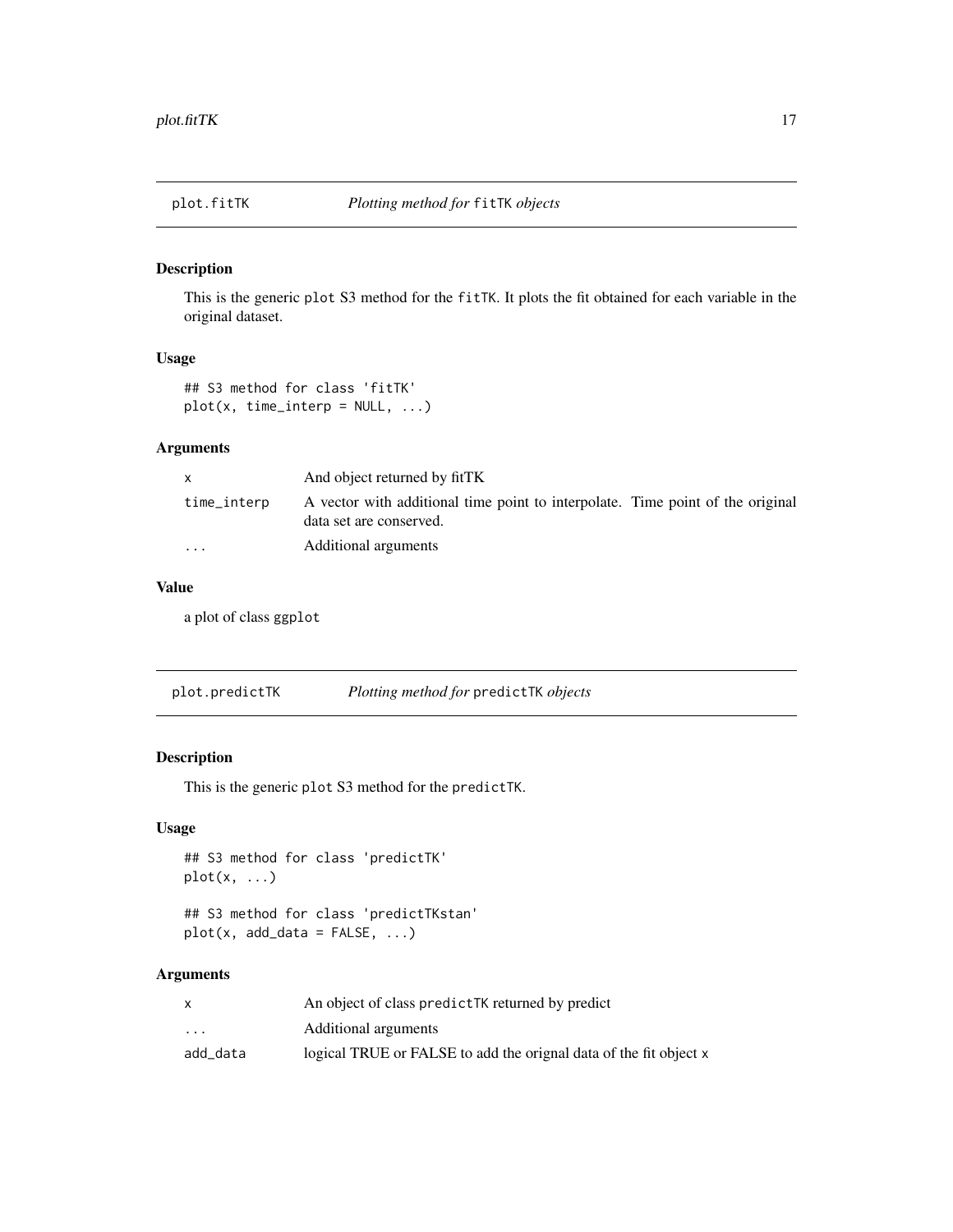## plot.fitTK    *Plotting method for* fitTK *objects*

### Description

This is the generic plot S3 method for the fitTK. It plots the fit obtained for each variable in the original dataset.

### Usage

```
## S3 method for class 'fitTK'
plot(x, time_interp = NULL, ...)
```

### Arguments

| | |
|---|---|
| x | And object returned by fitTK |
| time_interp | A vector with additional time point to interpolate. Time point of the original data set are conserved. |
| ... | Additional arguments |

### Value

a plot of class ggplot

## plot.predictTK    *Plotting method for* predictTK *objects*

### Description

This is the generic plot S3 method for the predictTK.

### Usage

```
## S3 method for class 'predictTK'
plot(x, ...)

## S3 method for class 'predictTKstan'
plot(x, add_data = FALSE, ...)
```

### Arguments

| | |
|---|---|
| x | An object of class predictTK returned by predict |
| ... | Additional arguments |
| add_data | logical TRUE or FALSE to add the orignal data of the fit object x |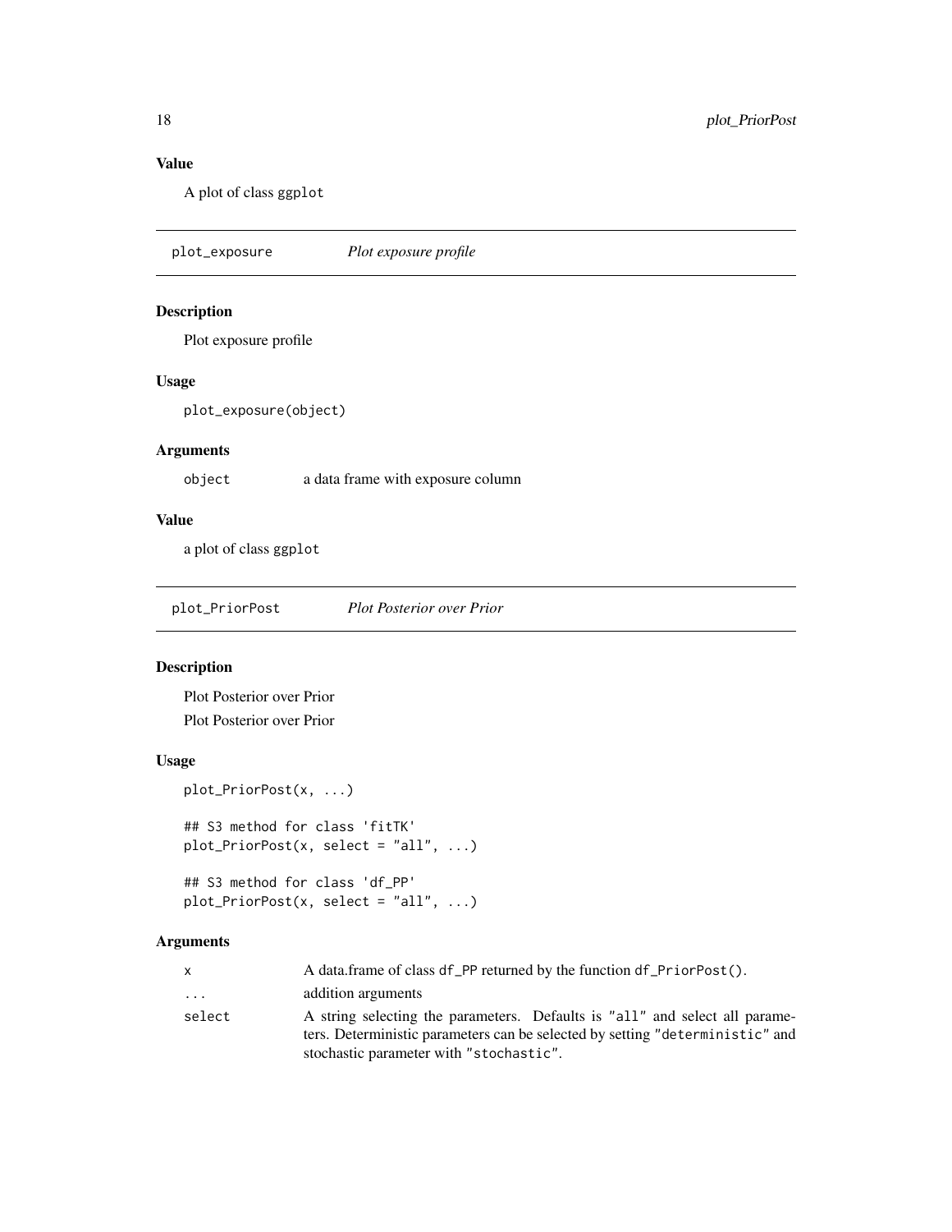## Value

A plot of class ggplot

---

## plot_exposure — *Plot exposure profile*

### Description

Plot exposure profile

### Usage

```
plot_exposure(object)
```

### Arguments

| | |
|---|---|
| object | a data frame with exposure column |

### Value

a plot of class ggplot

---

## plot_PriorPost — *Plot Posterior over Prior*

### Description

Plot Posterior over Prior

Plot Posterior over Prior

### Usage

```
plot_PriorPost(x, ...)

## S3 method for class 'fitTK'
plot_PriorPost(x, select = "all", ...)

## S3 method for class 'df_PP'
plot_PriorPost(x, select = "all", ...)
```

### Arguments

| | |
|---|---|
| x | A data.frame of class df_PP returned by the function df_PriorPost(). |
| ... | addition arguments |
| select | A string selecting the parameters. Defaults is "all" and select all parameters. Deterministic parameters can be selected by setting "deterministic" and stochastic parameter with "stochastic". |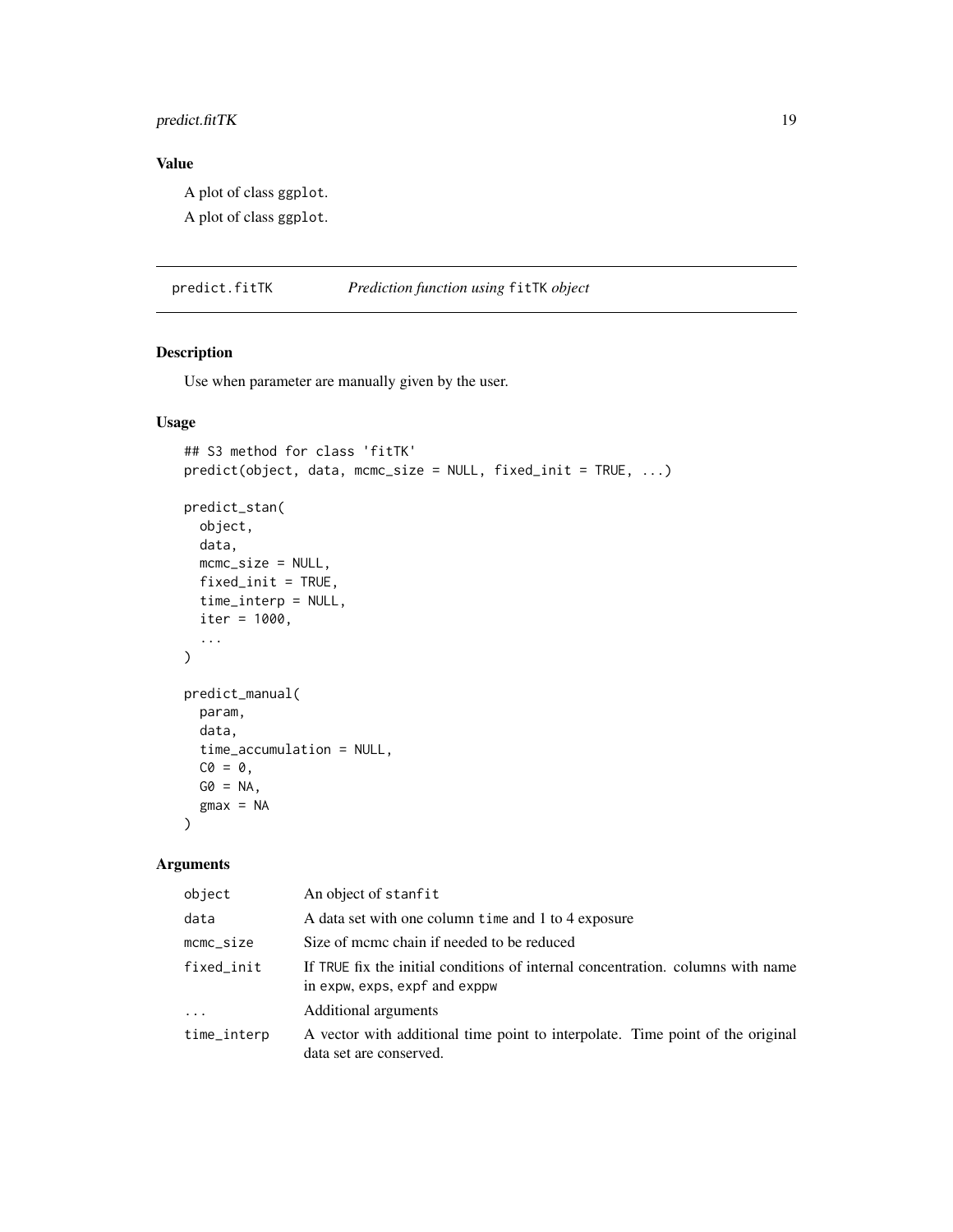## Value

A plot of class ggplot.

A plot of class ggplot.

---

predict.fitTK *Prediction function using* fitTK *object*

---

### Description

Use when parameter are manually given by the user.

### Usage

```
## S3 method for class 'fitTK'
predict(object, data, mcmc_size = NULL, fixed_init = TRUE, ...)

predict_stan(
  object,
  data,
  mcmc_size = NULL,
  fixed_init = TRUE,
  time_interp = NULL,
  iter = 1000,
  ...
)

predict_manual(
  param,
  data,
  time_accumulation = NULL,
  C0 = 0,
  G0 = NA,
  gmax = NA
)
```

### Arguments

| | |
|---|---|
| object | An object of stanfit |
| data | A data set with one column time and 1 to 4 exposure |
| mcmc_size | Size of mcmc chain if needed to be reduced |
| fixed_init | If TRUE fix the initial conditions of internal concentration. columns with name in expw, exps, expf and exppw |
| ... | Additional arguments |
| time_interp | A vector with additional time point to interpolate. Time point of the original data set are conserved. |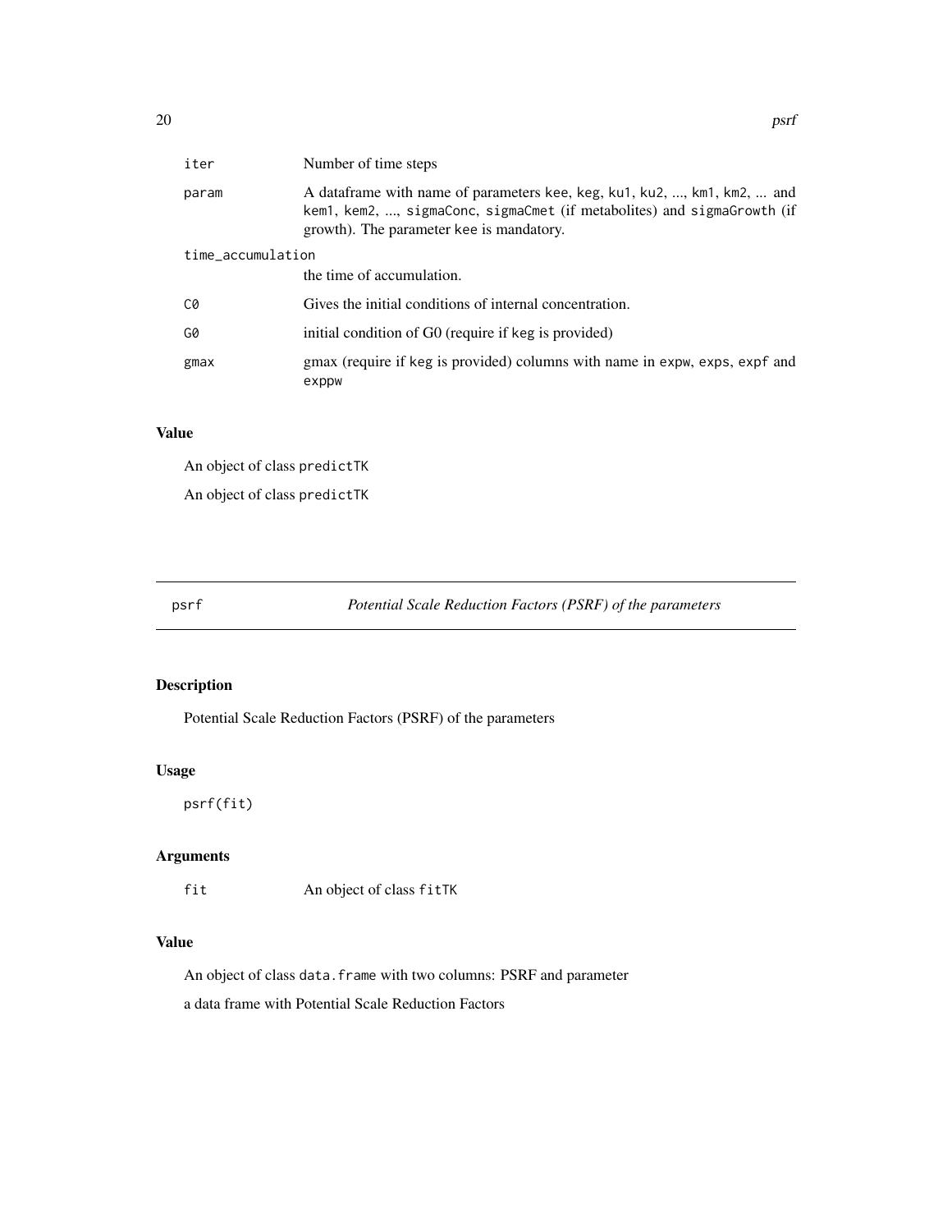| | |
|---|---|
| iter | Number of time steps |
| param | A dataframe with name of parameters `kee`, `keg`, `ku1`, `ku2`, ..., `km1`, `km2`, ... and `kem1`, `kem2`, ..., `sigmaConc`, `sigmaCmet` (if metabolites) and `sigmaGrowth` (if growth). The parameter `kee` is mandatory. |
| time_accumulation | the time of accumulation. |
| C0 | Gives the initial conditions of internal concentration. |
| G0 | initial condition of G0 (require if `keg` is provided) |
| gmax | gmax (require if `keg` is provided) columns with name in `expw`, `exps`, `expf` and `exppw` |

## Value

An object of class `predictTK`

An object of class `predictTK`

---

## psrf — *Potential Scale Reduction Factors (PSRF) of the parameters*

### Description

Potential Scale Reduction Factors (PSRF) of the parameters

### Usage

```
psrf(fit)
```

### Arguments

| | |
|---|---|
| fit | An object of class `fitTK` |

### Value

An object of class `data.frame` with two columns: PSRF and parameter

a data frame with Potential Scale Reduction Factors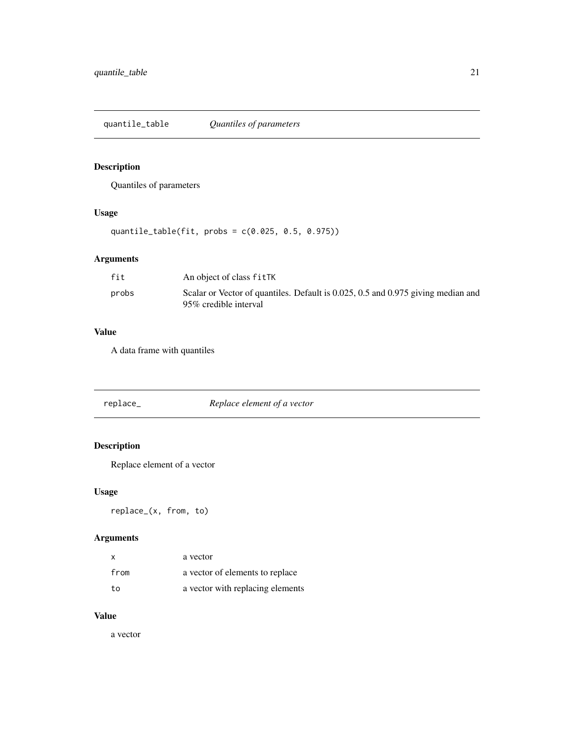## quantile_table *Quantiles of parameters*

### Description

Quantiles of parameters

### Usage

```
quantile_table(fit, probs = c(0.025, 0.5, 0.975))
```

### Arguments

| | |
|---|---|
| fit | An object of class fitTK |
| probs | Scalar or Vector of quantiles. Default is 0.025, 0.5 and 0.975 giving median and 95% credible interval |

### Value

A data frame with quantiles

## replace_ *Replace element of a vector*

### Description

Replace element of a vector

### Usage

```
replace_(x, from, to)
```

### Arguments

| | |
|---|---|
| x | a vector |
| from | a vector of elements to replace |
| to | a vector with replacing elements |

### Value

a vector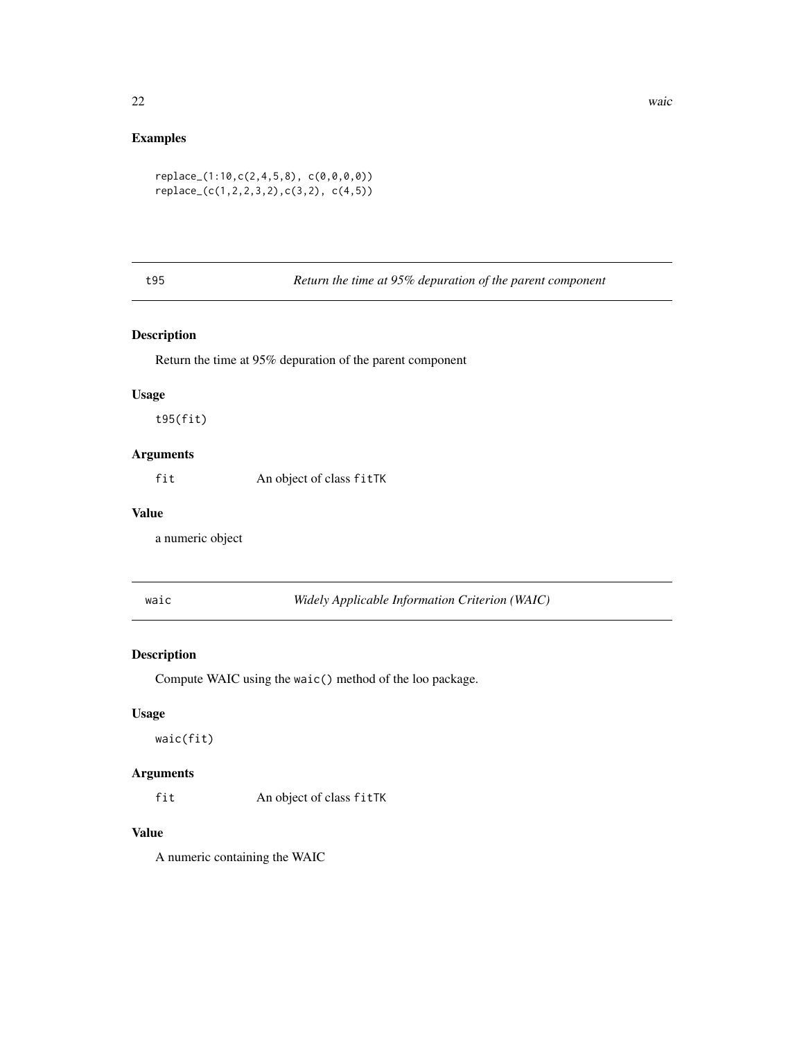## Examples

```
replace_(1:10,c(2,4,5,8), c(0,0,0,0))
replace_(c(1,2,2,3,2),c(3,2), c(4,5))
```

---

# t95 — *Return the time at 95% depuration of the parent component*

## Description

Return the time at 95% depuration of the parent component

## Usage

```
t95(fit)
```

## Arguments

| | |
|---|---|
| `fit` | An object of class `fitTK` |

## Value

a numeric object

---

# waic — *Widely Applicable Information Criterion (WAIC)*

## Description

Compute WAIC using the `waic()` method of the loo package.

## Usage

```
waic(fit)
```

## Arguments

| | |
|---|---|
| `fit` | An object of class `fitTK` |

## Value

A numeric containing the WAIC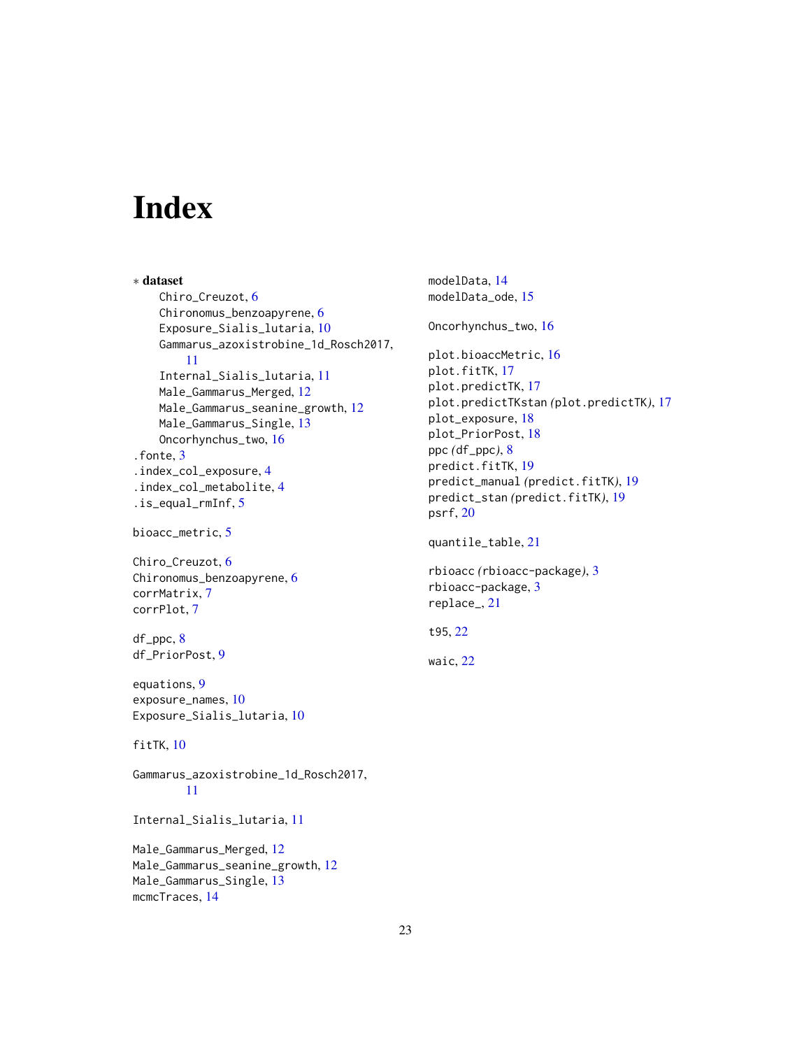# Index

* **dataset**
  - Chiro_Creuzot, 6
  - Chironomus_benzoapyrene, 6
  - Exposure_Sialis_lutaria, 10
  - Gammarus_azoxistrobine_1d_Rosch2017, 11
  - Internal_Sialis_lutaria, 11
  - Male_Gammarus_Merged, 12
  - Male_Gammarus_seanine_growth, 12
  - Male_Gammarus_Single, 13
  - Oncorhynchus_two, 16

.fonte, 3
.index_col_exposure, 4
.index_col_metabolite, 4
.is_equal_rmInf, 5

bioacc_metric, 5

Chiro_Creuzot, 6
Chironomus_benzoapyrene, 6
corrMatrix, 7
corrPlot, 7

df_ppc, 8
df_PriorPost, 9

equations, 9
exposure_names, 10
Exposure_Sialis_lutaria, 10

fitTK, 10

Gammarus_azoxistrobine_1d_Rosch2017, 11

Internal_Sialis_lutaria, 11

Male_Gammarus_Merged, 12
Male_Gammarus_seanine_growth, 12
Male_Gammarus_Single, 13
mcmcTraces, 14
modelData, 14
modelData_ode, 15

Oncorhynchus_two, 16

plot.bioaccMetric, 16
plot.fitTK, 17
plot.predictTK, 17
plot.predictTKstan *(plot.predictTK)*, 17
plot_exposure, 18
plot_PriorPost, 18
ppc *(df_ppc)*, 8
predict.fitTK, 19
predict_manual *(predict.fitTK)*, 19
predict_stan *(predict.fitTK)*, 19
psrf, 20

quantile_table, 21

rbioacc *(rbioacc-package)*, 3
rbioacc-package, 3
replace_, 21

t95, 22

waic, 22